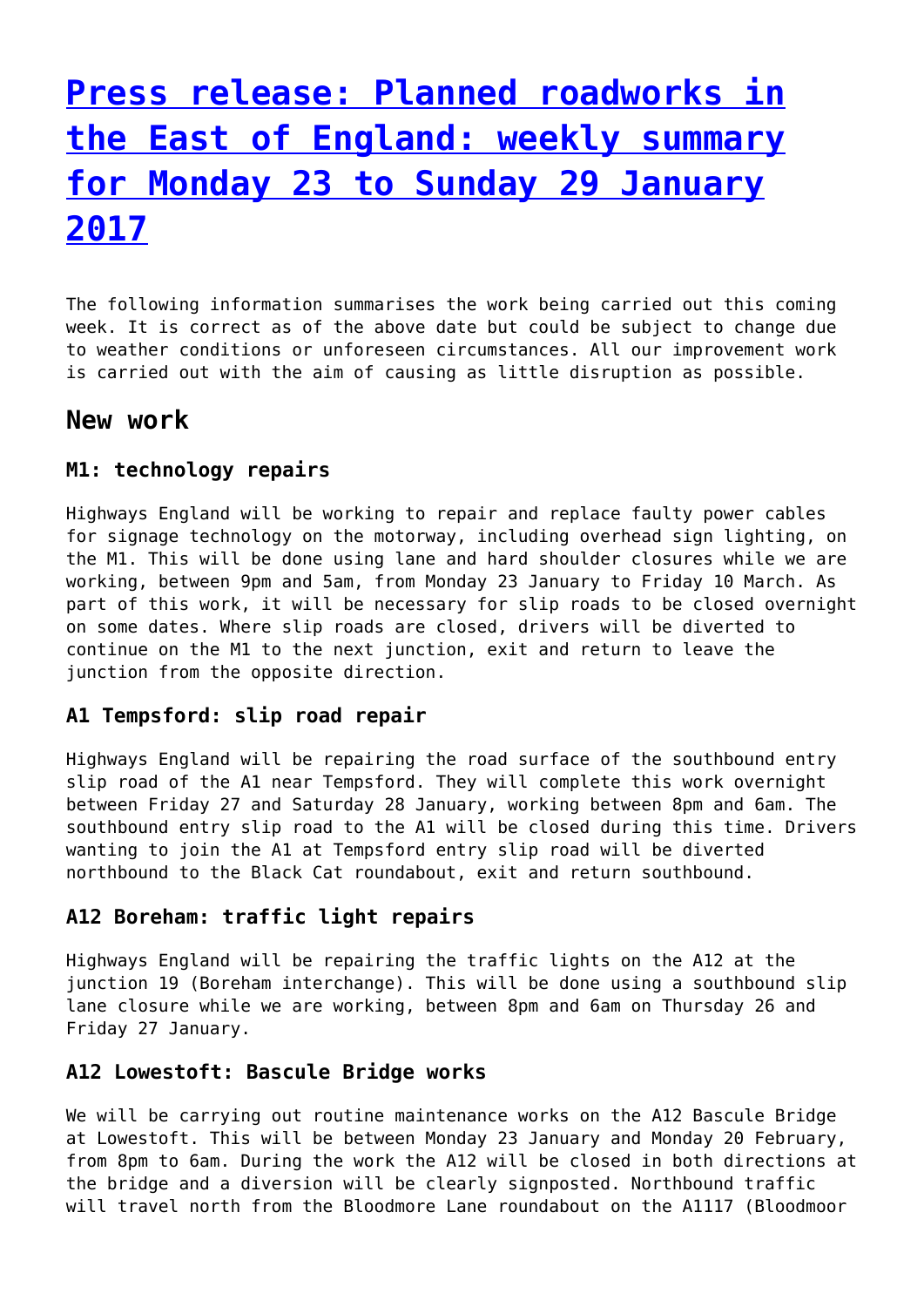# [Press release: Planned roadworks in the East of England: weekly summary for Monday 23 to Sunday 29 January 2017]()

The following information summarises the work being carried out this coming week. It is correct as of the above date but could be subject to change due to weather conditions or unforeseen circumstances. All our improvement work is carried out with the aim of causing as little disruption as possible.

## New work

### M1: technology repairs

Highways England will be working to repair and replace faulty power cables for signage technology on the motorway, including overhead sign lighting, on the M1. This will be done using lane and hard shoulder closures while we are working, between 9pm and 5am, from Monday 23 January to Friday 10 March. As part of this work, it will be necessary for slip roads to be closed overnight on some dates. Where slip roads are closed, drivers will be diverted to continue on the M1 to the next junction, exit and return to leave the junction from the opposite direction.

### A1 Tempsford: slip road repair

Highways England will be repairing the road surface of the southbound entry slip road of the A1 near Tempsford. They will complete this work overnight between Friday 27 and Saturday 28 January, working between 8pm and 6am. The southbound entry slip road to the A1 will be closed during this time. Drivers wanting to join the A1 at Tempsford entry slip road will be diverted northbound to the Black Cat roundabout, exit and return southbound.

### A12 Boreham: traffic light repairs

Highways England will be repairing the traffic lights on the A12 at the junction 19 (Boreham interchange). This will be done using a southbound slip lane closure while we are working, between 8pm and 6am on Thursday 26 and Friday 27 January.

### A12 Lowestoft: Bascule Bridge works

We will be carrying out routine maintenance works on the A12 Bascule Bridge at Lowestoft. This will be between Monday 23 January and Monday 20 February, from 8pm to 6am. During the work the A12 will be closed in both directions at the bridge and a diversion will be clearly signposted. Northbound traffic will travel north from the Bloodmore Lane roundabout on the A1117 (Bloodmoor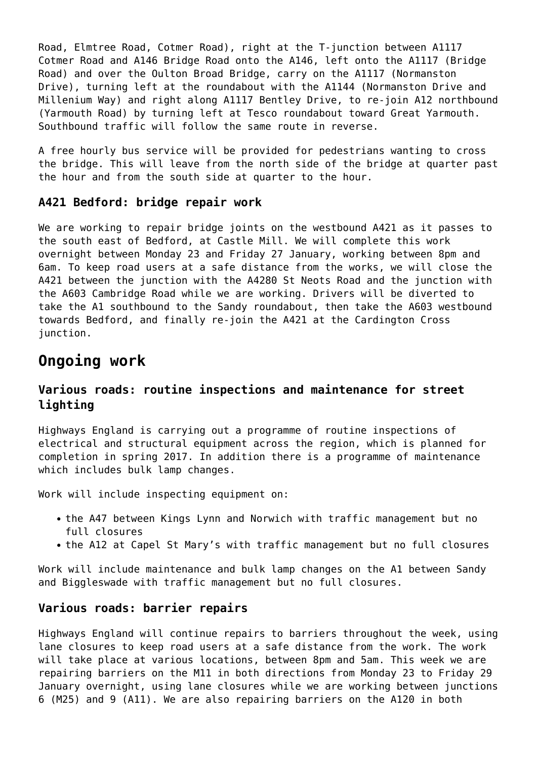Road, Elmtree Road, Cotmer Road), right at the T-junction between A1117 Cotmer Road and A146 Bridge Road onto the A146, left onto the A1117 (Bridge Road) and over the Oulton Broad Bridge, carry on the A1117 (Normanston Drive), turning left at the roundabout with the A1144 (Normanston Drive and Millenium Way) and right along A1117 Bentley Drive, to re-join A12 northbound (Yarmouth Road) by turning left at Tesco roundabout toward Great Yarmouth. Southbound traffic will follow the same route in reverse.

A free hourly bus service will be provided for pedestrians wanting to cross the bridge. This will leave from the north side of the bridge at quarter past the hour and from the south side at quarter to the hour.

### A421 Bedford: bridge repair work

We are working to repair bridge joints on the westbound A421 as it passes to the south east of Bedford, at Castle Mill. We will complete this work overnight between Monday 23 and Friday 27 January, working between 8pm and 6am. To keep road users at a safe distance from the works, we will close the A421 between the junction with the A4280 St Neots Road and the junction with the A603 Cambridge Road while we are working. Drivers will be diverted to take the A1 southbound to the Sandy roundabout, then take the A603 westbound towards Bedford, and finally re-join the A421 at the Cardington Cross junction.

## Ongoing work

### Various roads: routine inspections and maintenance for street lighting

Highways England is carrying out a programme of routine inspections of electrical and structural equipment across the region, which is planned for completion in spring 2017. In addition there is a programme of maintenance which includes bulk lamp changes.

Work will include inspecting equipment on:

- the A47 between Kings Lynn and Norwich with traffic management but no full closures
- the A12 at Capel St Mary's with traffic management but no full closures

Work will include maintenance and bulk lamp changes on the A1 between Sandy and Biggleswade with traffic management but no full closures.

### Various roads: barrier repairs

Highways England will continue repairs to barriers throughout the week, using lane closures to keep road users at a safe distance from the work. The work will take place at various locations, between 8pm and 5am. This week we are repairing barriers on the M11 in both directions from Monday 23 to Friday 29 January overnight, using lane closures while we are working between junctions 6 (M25) and 9 (A11). We are also repairing barriers on the A120 in both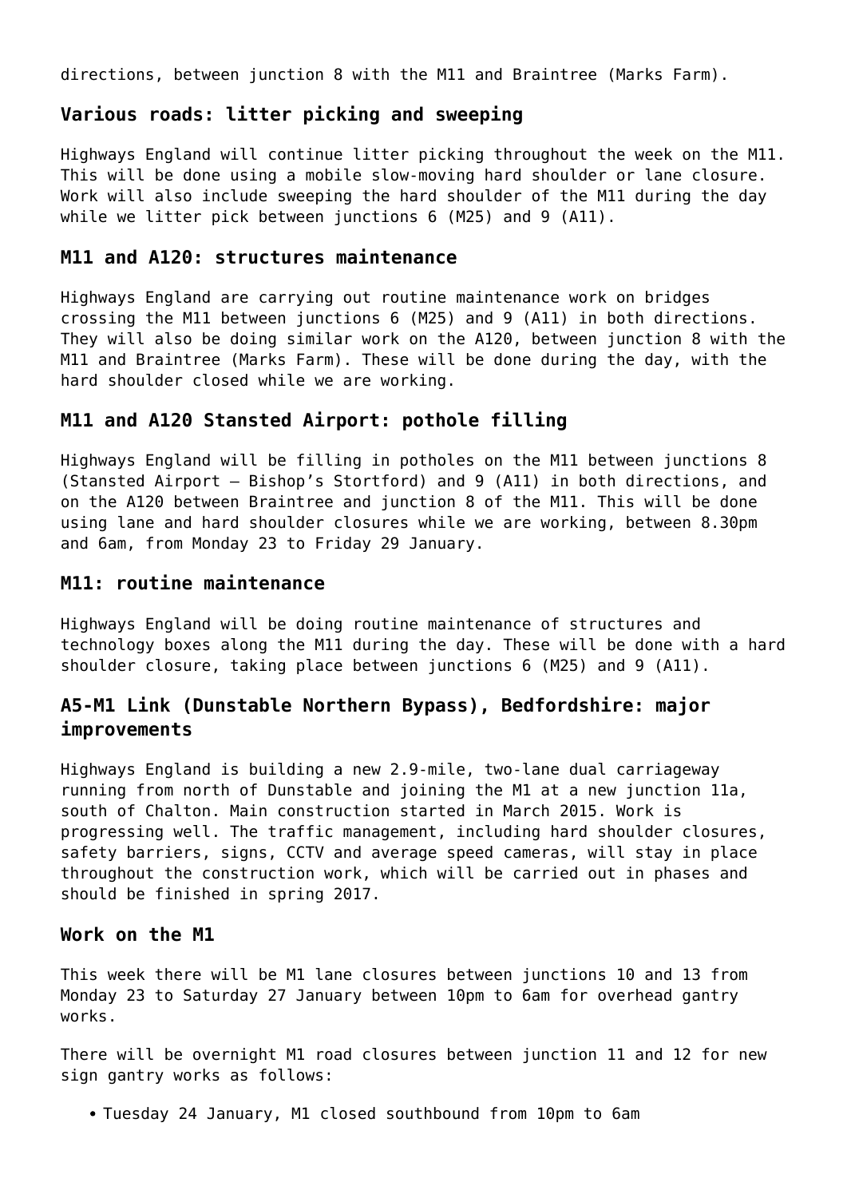directions, between junction 8 with the M11 and Braintree (Marks Farm).

### Various roads: litter picking and sweeping

Highways England will continue litter picking throughout the week on the M11. This will be done using a mobile slow-moving hard shoulder or lane closure. Work will also include sweeping the hard shoulder of the M11 during the day while we litter pick between junctions 6 (M25) and 9 (A11).

### M11 and A120: structures maintenance

Highways England are carrying out routine maintenance work on bridges crossing the M11 between junctions 6 (M25) and 9 (A11) in both directions. They will also be doing similar work on the A120, between junction 8 with the M11 and Braintree (Marks Farm). These will be done during the day, with the hard shoulder closed while we are working.

### M11 and A120 Stansted Airport: pothole filling

Highways England will be filling in potholes on the M11 between junctions 8 (Stansted Airport – Bishop's Stortford) and 9 (A11) in both directions, and on the A120 between Braintree and junction 8 of the M11. This will be done using lane and hard shoulder closures while we are working, between 8.30pm and 6am, from Monday 23 to Friday 29 January.

### M11: routine maintenance

Highways England will be doing routine maintenance of structures and technology boxes along the M11 during the day. These will be done with a hard shoulder closure, taking place between junctions 6 (M25) and 9 (A11).

### A5-M1 Link (Dunstable Northern Bypass), Bedfordshire: major improvements

Highways England is building a new 2.9-mile, two-lane dual carriageway running from north of Dunstable and joining the M1 at a new junction 11a, south of Chalton. Main construction started in March 2015. Work is progressing well. The traffic management, including hard shoulder closures, safety barriers, signs, CCTV and average speed cameras, will stay in place throughout the construction work, which will be carried out in phases and should be finished in spring 2017.

### Work on the M1

This week there will be M1 lane closures between junctions 10 and 13 from Monday 23 to Saturday 27 January between 10pm to 6am for overhead gantry works.

There will be overnight M1 road closures between junction 11 and 12 for new sign gantry works as follows:

- Tuesday 24 January, M1 closed southbound from 10pm to 6am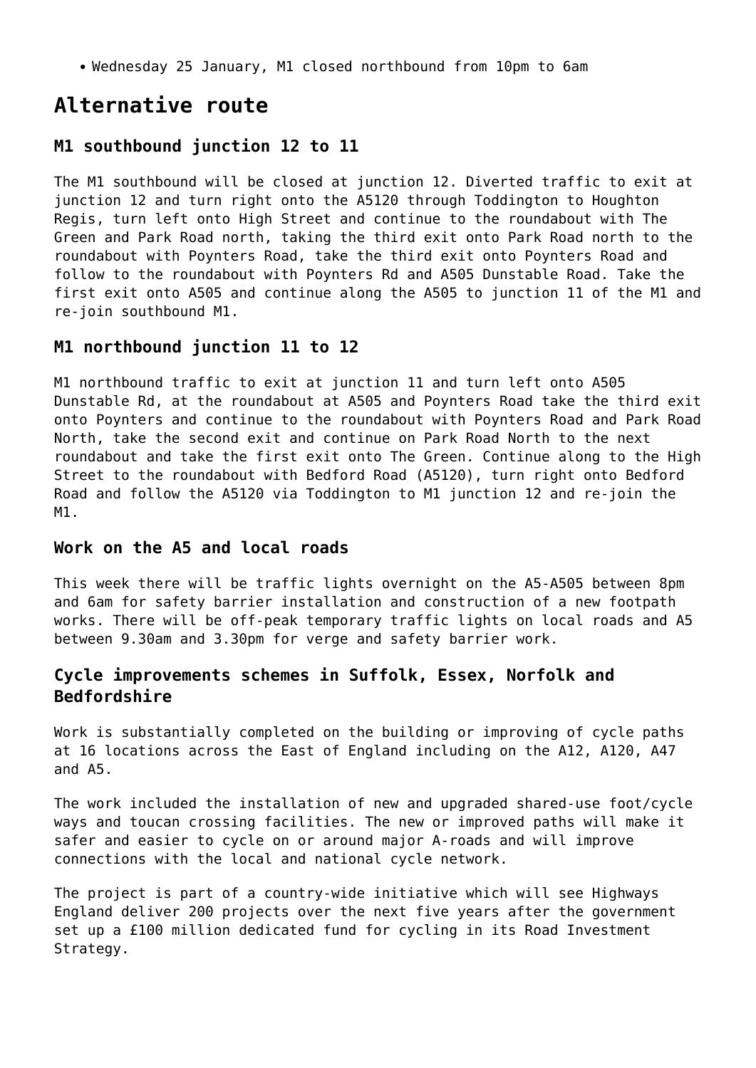- Wednesday 25 January, M1 closed northbound from 10pm to 6am

## Alternative route

### M1 southbound junction 12 to 11

The M1 southbound will be closed at junction 12. Diverted traffic to exit at junction 12 and turn right onto the A5120 through Toddington to Houghton Regis, turn left onto High Street and continue to the roundabout with The Green and Park Road north, taking the third exit onto Park Road north to the roundabout with Poynters Road, take the third exit onto Poynters Road and follow to the roundabout with Poynters Rd and A505 Dunstable Road. Take the first exit onto A505 and continue along the A505 to junction 11 of the M1 and re-join southbound M1.

### M1 northbound junction 11 to 12

M1 northbound traffic to exit at junction 11 and turn left onto A505 Dunstable Rd, at the roundabout at A505 and Poynters Road take the third exit onto Poynters and continue to the roundabout with Poynters Road and Park Road North, take the second exit and continue on Park Road North to the next roundabout and take the first exit onto The Green. Continue along to the High Street to the roundabout with Bedford Road (A5120), turn right onto Bedford Road and follow the A5120 via Toddington to M1 junction 12 and re-join the M1.

### Work on the A5 and local roads

This week there will be traffic lights overnight on the A5-A505 between 8pm and 6am for safety barrier installation and construction of a new footpath works. There will be off-peak temporary traffic lights on local roads and A5 between 9.30am and 3.30pm for verge and safety barrier work.

### Cycle improvements schemes in Suffolk, Essex, Norfolk and Bedfordshire

Work is substantially completed on the building or improving of cycle paths at 16 locations across the East of England including on the A12, A120, A47 and A5.

The work included the installation of new and upgraded shared-use foot/cycle ways and toucan crossing facilities. The new or improved paths will make it safer and easier to cycle on or around major A-roads and will improve connections with the local and national cycle network.

The project is part of a country-wide initiative which will see Highways England deliver 200 projects over the next five years after the government set up a £100 million dedicated fund for cycling in its Road Investment Strategy.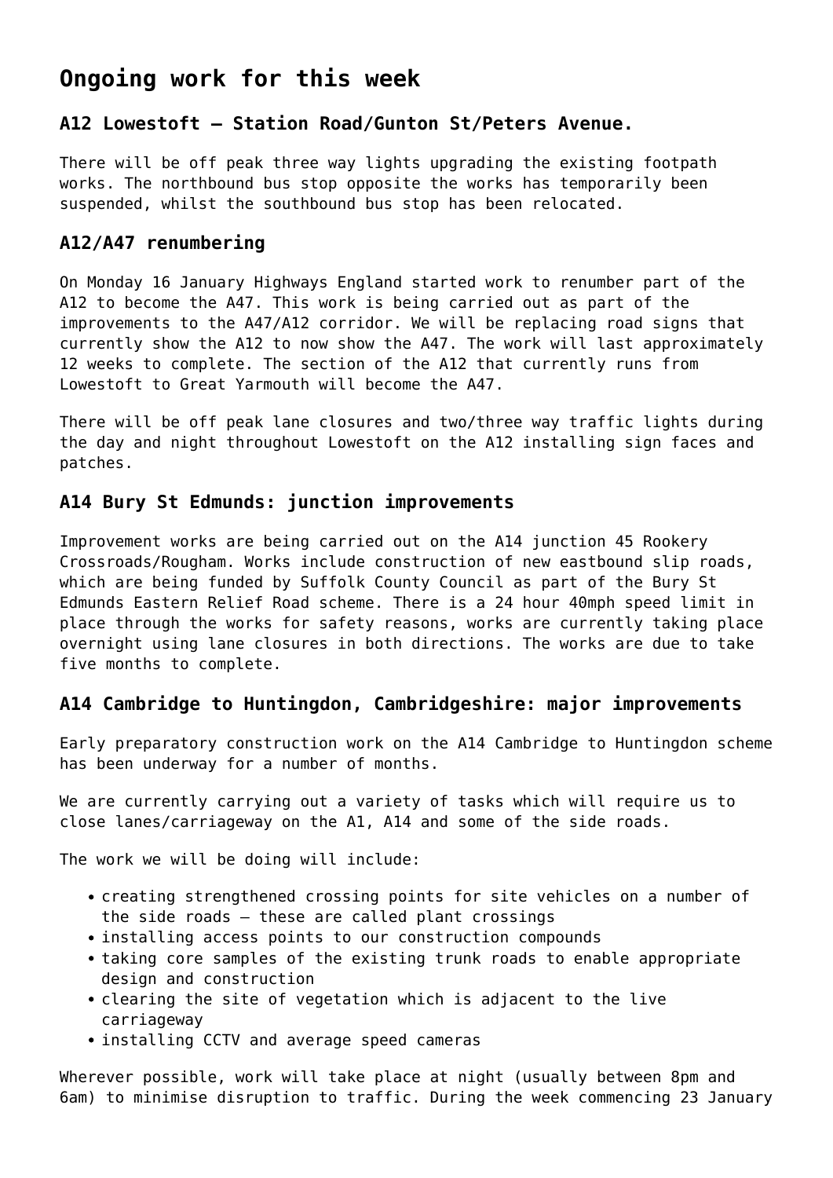# Ongoing work for this week

### A12 Lowestoft – Station Road/Gunton St/Peters Avenue.

There will be off peak three way lights upgrading the existing footpath works. The northbound bus stop opposite the works has temporarily been suspended, whilst the southbound bus stop has been relocated.

### A12/A47 renumbering

On Monday 16 January Highways England started work to renumber part of the A12 to become the A47. This work is being carried out as part of the improvements to the A47/A12 corridor. We will be replacing road signs that currently show the A12 to now show the A47. The work will last approximately 12 weeks to complete. The section of the A12 that currently runs from Lowestoft to Great Yarmouth will become the A47.

There will be off peak lane closures and two/three way traffic lights during the day and night throughout Lowestoft on the A12 installing sign faces and patches.

### A14 Bury St Edmunds: junction improvements

Improvement works are being carried out on the A14 junction 45 Rookery Crossroads/Rougham. Works include construction of new eastbound slip roads, which are being funded by Suffolk County Council as part of the Bury St Edmunds Eastern Relief Road scheme. There is a 24 hour 40mph speed limit in place through the works for safety reasons, works are currently taking place overnight using lane closures in both directions. The works are due to take five months to complete.

### A14 Cambridge to Huntingdon, Cambridgeshire: major improvements

Early preparatory construction work on the A14 Cambridge to Huntingdon scheme has been underway for a number of months.

We are currently carrying out a variety of tasks which will require us to close lanes/carriageway on the A1, A14 and some of the side roads.

The work we will be doing will include:

- creating strengthened crossing points for site vehicles on a number of the side roads – these are called plant crossings
- installing access points to our construction compounds
- taking core samples of the existing trunk roads to enable appropriate design and construction
- clearing the site of vegetation which is adjacent to the live carriageway
- installing CCTV and average speed cameras

Wherever possible, work will take place at night (usually between 8pm and 6am) to minimise disruption to traffic. During the week commencing 23 January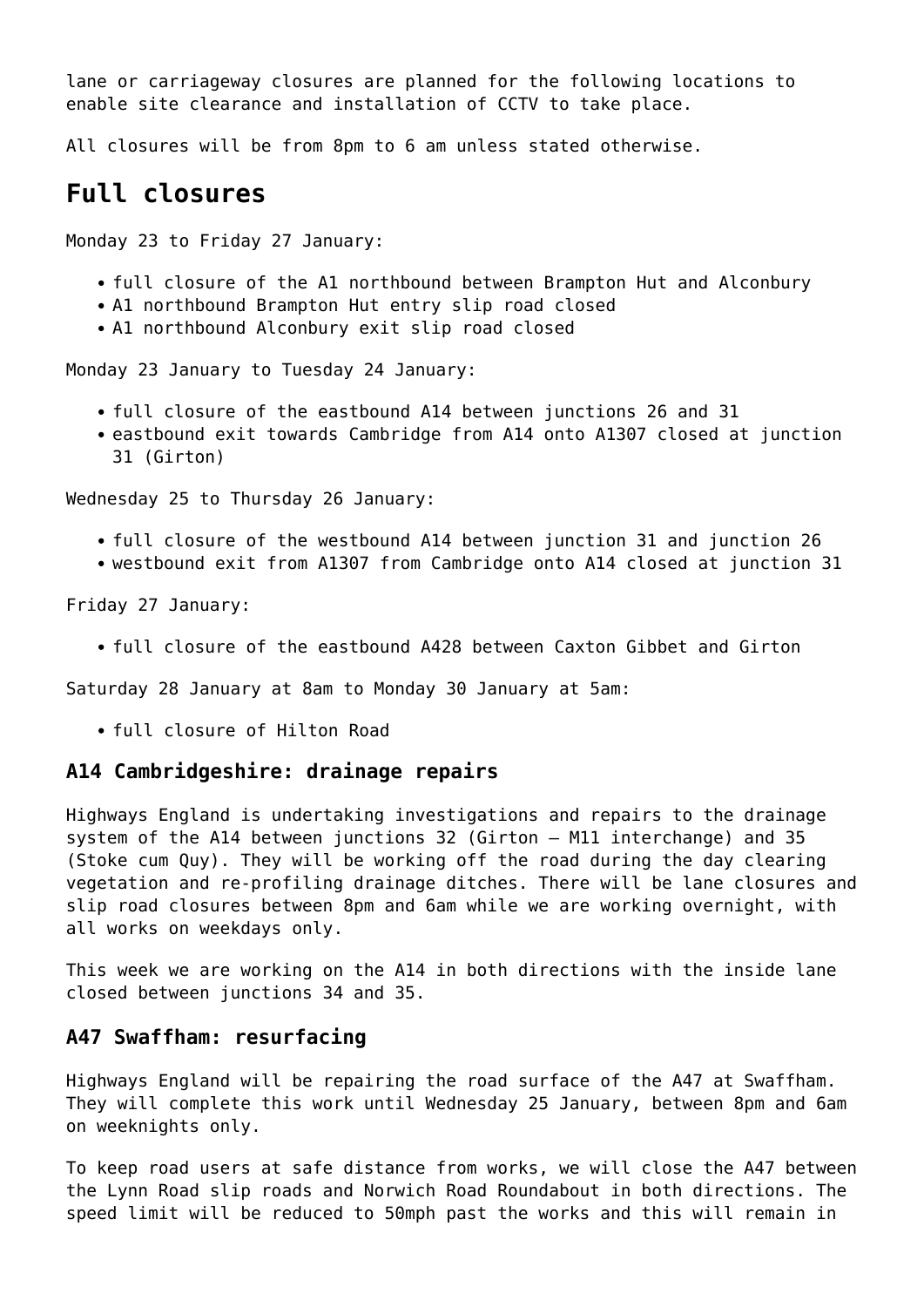lane or carriageway closures are planned for the following locations to enable site clearance and installation of CCTV to take place.

All closures will be from 8pm to 6 am unless stated otherwise.

## Full closures

Monday 23 to Friday 27 January:

- full closure of the A1 northbound between Brampton Hut and Alconbury
- A1 northbound Brampton Hut entry slip road closed
- A1 northbound Alconbury exit slip road closed

Monday 23 January to Tuesday 24 January:

- full closure of the eastbound A14 between junctions 26 and 31
- eastbound exit towards Cambridge from A14 onto A1307 closed at junction 31 (Girton)

Wednesday 25 to Thursday 26 January:

- full closure of the westbound A14 between junction 31 and junction 26
- westbound exit from A1307 from Cambridge onto A14 closed at junction 31

Friday 27 January:

- full closure of the eastbound A428 between Caxton Gibbet and Girton

Saturday 28 January at 8am to Monday 30 January at 5am:

- full closure of Hilton Road

### A14 Cambridgeshire: drainage repairs

Highways England is undertaking investigations and repairs to the drainage system of the A14 between junctions 32 (Girton – M11 interchange) and 35 (Stoke cum Quy). They will be working off the road during the day clearing vegetation and re-profiling drainage ditches. There will be lane closures and slip road closures between 8pm and 6am while we are working overnight, with all works on weekdays only.

This week we are working on the A14 in both directions with the inside lane closed between junctions 34 and 35.

### A47 Swaffham: resurfacing

Highways England will be repairing the road surface of the A47 at Swaffham. They will complete this work until Wednesday 25 January, between 8pm and 6am on weeknights only.

To keep road users at safe distance from works, we will close the A47 between the Lynn Road slip roads and Norwich Road Roundabout in both directions. The speed limit will be reduced to 50mph past the works and this will remain in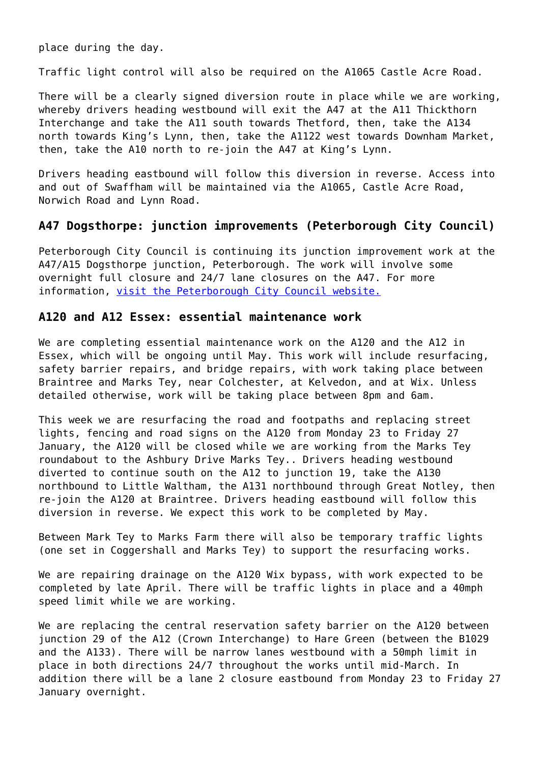place during the day.

Traffic light control will also be required on the A1065 Castle Acre Road.

There will be a clearly signed diversion route in place while we are working, whereby drivers heading westbound will exit the A47 at the A11 Thickthorn Interchange and take the A11 south towards Thetford, then, take the A134 north towards King's Lynn, then, take the A1122 west towards Downham Market, then, take the A10 north to re-join the A47 at King's Lynn.

Drivers heading eastbound will follow this diversion in reverse. Access into and out of Swaffham will be maintained via the A1065, Castle Acre Road, Norwich Road and Lynn Road.

### A47 Dogsthorpe: junction improvements (Peterborough City Council)

Peterborough City Council is continuing its junction improvement work at the A47/A15 Dogsthorpe junction, Peterborough. The work will involve some overnight full closure and 24/7 lane closures on the A47. For more information, [visit the Peterborough City Council website.]()

### A120 and A12 Essex: essential maintenance work

We are completing essential maintenance work on the A120 and the A12 in Essex, which will be ongoing until May. This work will include resurfacing, safety barrier repairs, and bridge repairs, with work taking place between Braintree and Marks Tey, near Colchester, at Kelvedon, and at Wix. Unless detailed otherwise, work will be taking place between 8pm and 6am.

This week we are resurfacing the road and footpaths and replacing street lights, fencing and road signs on the A120 from Monday 23 to Friday 27 January, the A120 will be closed while we are working from the Marks Tey roundabout to the Ashbury Drive Marks Tey.. Drivers heading westbound diverted to continue south on the A12 to junction 19, take the A130 northbound to Little Waltham, the A131 northbound through Great Notley, then re-join the A120 at Braintree. Drivers heading eastbound will follow this diversion in reverse. We expect this work to be completed by May.

Between Mark Tey to Marks Farm there will also be temporary traffic lights (one set in Coggershall and Marks Tey) to support the resurfacing works.

We are repairing drainage on the A120 Wix bypass, with work expected to be completed by late April. There will be traffic lights in place and a 40mph speed limit while we are working.

We are replacing the central reservation safety barrier on the A120 between junction 29 of the A12 (Crown Interchange) to Hare Green (between the B1029 and the A133). There will be narrow lanes westbound with a 50mph limit in place in both directions 24/7 throughout the works until mid-March. In addition there will be a lane 2 closure eastbound from Monday 23 to Friday 27 January overnight.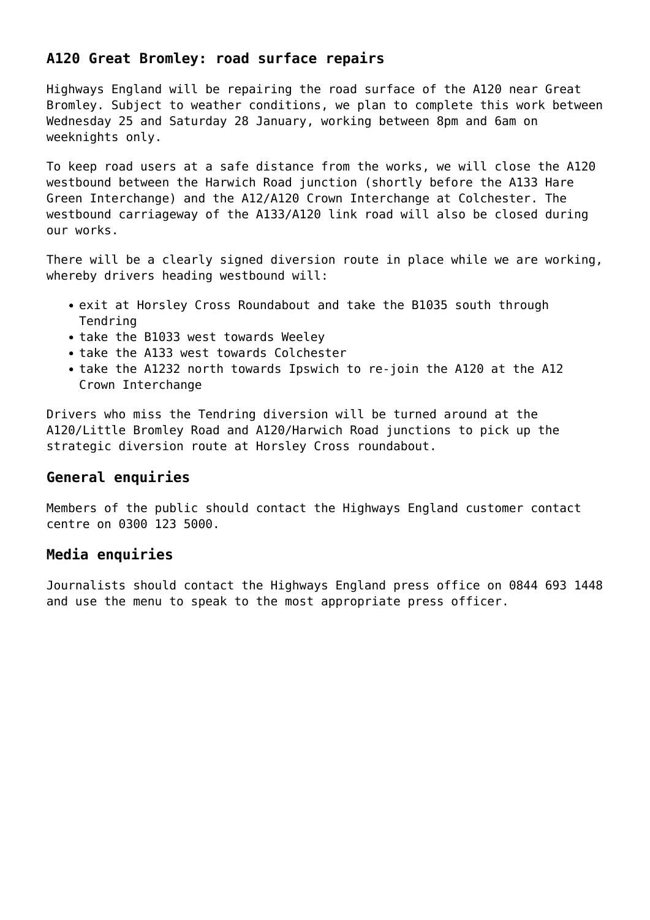## A120 Great Bromley: road surface repairs

Highways England will be repairing the road surface of the A120 near Great Bromley. Subject to weather conditions, we plan to complete this work between Wednesday 25 and Saturday 28 January, working between 8pm and 6am on weeknights only.

To keep road users at a safe distance from the works, we will close the A120 westbound between the Harwich Road junction (shortly before the A133 Hare Green Interchange) and the A12/A120 Crown Interchange at Colchester. The westbound carriageway of the A133/A120 link road will also be closed during our works.

There will be a clearly signed diversion route in place while we are working, whereby drivers heading westbound will:

- exit at Horsley Cross Roundabout and take the B1035 south through Tendring
- take the B1033 west towards Weeley
- take the A133 west towards Colchester
- take the A1232 north towards Ipswich to re-join the A120 at the A12 Crown Interchange

Drivers who miss the Tendring diversion will be turned around at the A120/Little Bromley Road and A120/Harwich Road junctions to pick up the strategic diversion route at Horsley Cross roundabout.

### General enquiries

Members of the public should contact the Highways England customer contact centre on 0300 123 5000.

### Media enquiries

Journalists should contact the Highways England press office on 0844 693 1448 and use the menu to speak to the most appropriate press officer.